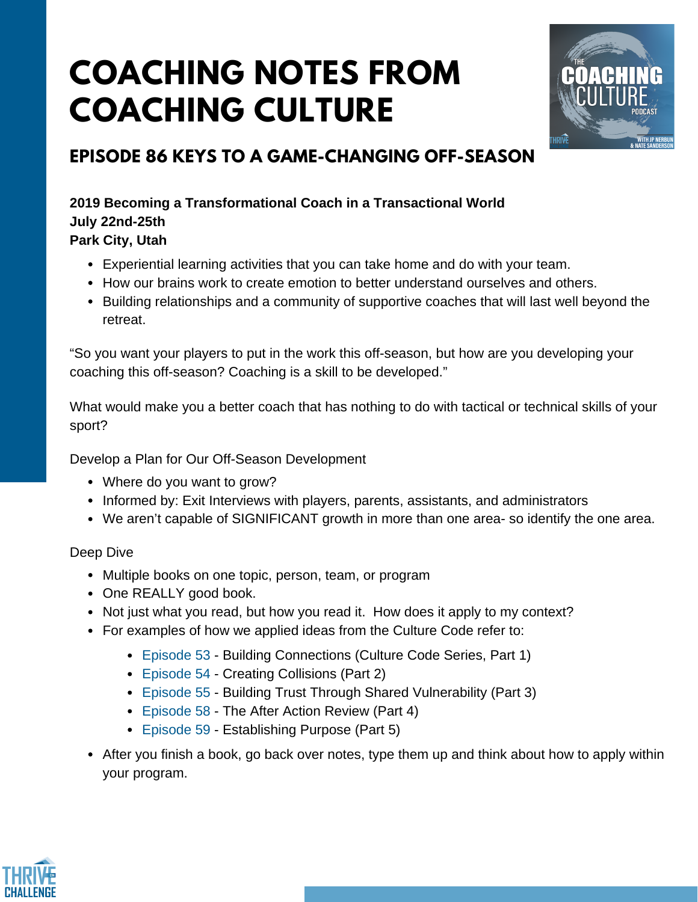# COACHING NOTES FROM COACHING CULTURE

## EPISODE 86 KEYS TO A GAME-CHANGING OFF-SEASON

**2019 Becoming a Transformational Coach in a Transactional World**
**July 22nd-25th**
**Park City, Utah**

- Experiential learning activities that you can take home and do with your team.
- How our brains work to create emotion to better understand ourselves and others.
- Building relationships and a community of supportive coaches that will last well beyond the retreat.

"So you want your players to put in the work this off-season, but how are you developing your coaching this off-season? Coaching is a skill to be developed."

What would make you a better coach that has nothing to do with tactical or technical skills of your sport?

Develop a Plan for Our Off-Season Development

- Where do you want to grow?
- Informed by: Exit Interviews with players, parents, assistants, and administrators
- We aren't capable of SIGNIFICANT growth in more than one area- so identify the one area.

Deep Dive

- Multiple books on one topic, person, team, or program
- One REALLY good book.
- Not just what you read, but how you read it. How does it apply to my context?
- For examples of how we applied ideas from the Culture Code refer to:
  - Episode 53 - Building Connections (Culture Code Series, Part 1)
  - Episode 54 - Creating Collisions (Part 2)
  - Episode 55 - Building Trust Through Shared Vulnerability (Part 3)
  - Episode 58 - The After Action Review (Part 4)
  - Episode 59 - Establishing Purpose (Part 5)
- After you finish a book, go back over notes, type them up and think about how to apply within your program.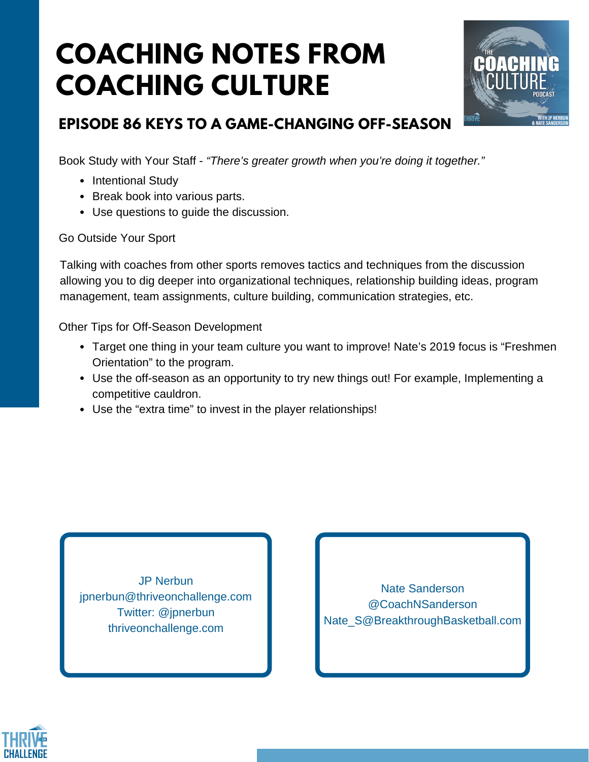# COACHING NOTES FROM COACHING CULTURE

## EPISODE 86 KEYS TO A GAME-CHANGING OFF-SEASON

Book Study with Your Staff - *"There's greater growth when you're doing it together."*

- Intentional Study
- Break book into various parts.
- Use questions to guide the discussion.

Go Outside Your Sport

Talking with coaches from other sports removes tactics and techniques from the discussion allowing you to dig deeper into organizational techniques, relationship building ideas, program management, team assignments, culture building, communication strategies, etc.

Other Tips for Off-Season Development

- Target one thing in your team culture you want to improve! Nate's 2019 focus is "Freshmen Orientation" to the program.
- Use the off-season as an opportunity to try new things out! For example, Implementing a competitive cauldron.
- Use the "extra time" to invest in the player relationships!

JP Nerbun
jpnerbun@thriveonchallenge.com
Twitter: @jpnerbun
thriveonchallenge.com

Nate Sanderson
@CoachNSanderson
Nate_S@BreakthroughBasketball.com